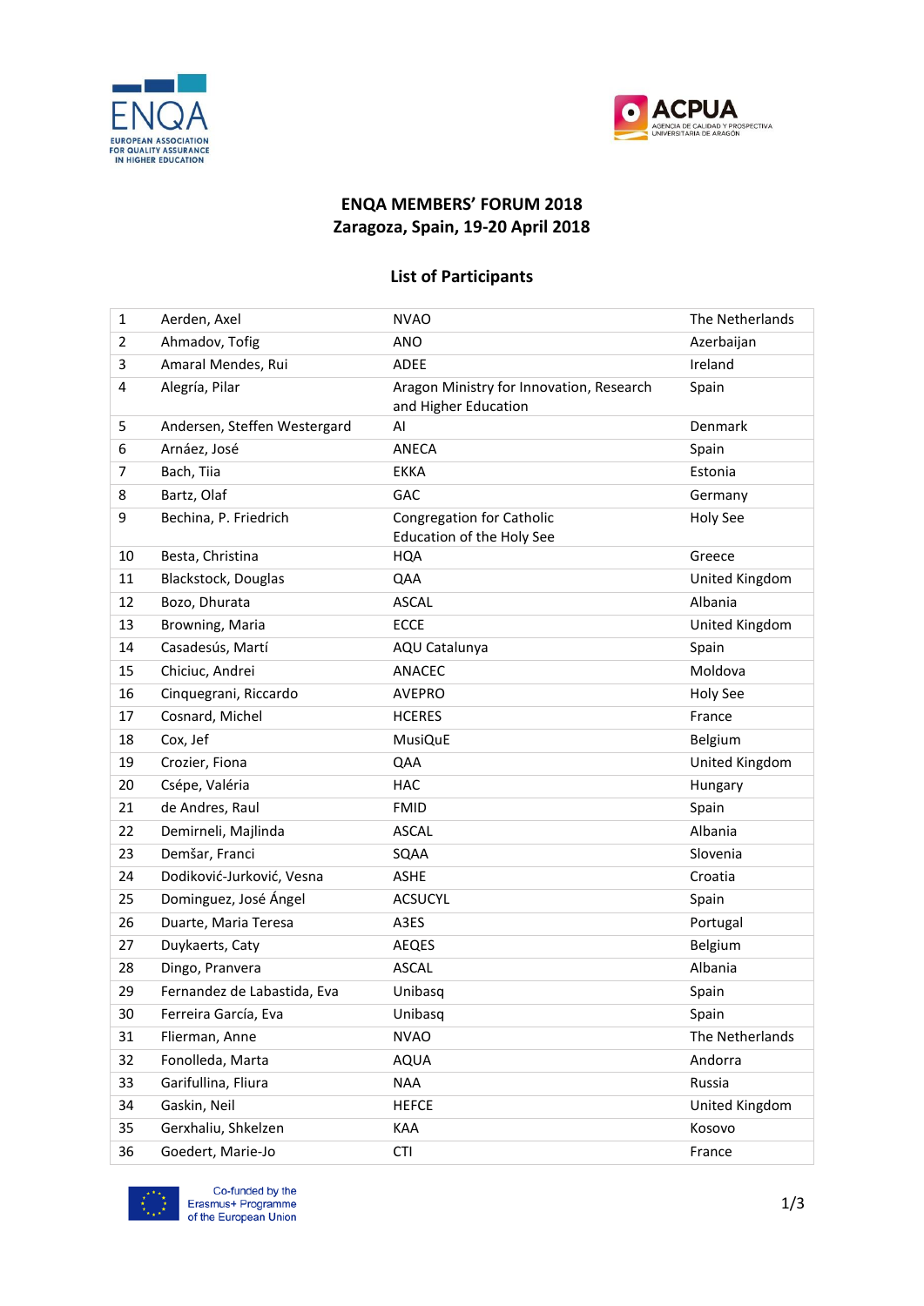## ENQA MEMBERS' FORUM 2018
## Zaragoza, Spain, 19-20 April 2018

### List of Participants

| | | | |
|---|---|---|---|
| 1 | Aerden, Axel | NVAO | The Netherlands |
| 2 | Ahmadov, Tofig | ANO | Azerbaijan |
| 3 | Amaral Mendes, Rui | ADEE | Ireland |
| 4 | Alegría, Pilar | Aragon Ministry for Innovation, Research and Higher Education | Spain |
| 5 | Andersen, Steffen Westergard | AI | Denmark |
| 6 | Arnáez, José | ANECA | Spain |
| 7 | Bach, Tiia | EKKA | Estonia |
| 8 | Bartz, Olaf | GAC | Germany |
| 9 | Bechina, P. Friedrich | Congregation for Catholic Education of the Holy See | Holy See |
| 10 | Besta, Christina | HQA | Greece |
| 11 | Blackstock, Douglas | QAA | United Kingdom |
| 12 | Bozo, Dhurata | ASCAL | Albania |
| 13 | Browning, Maria | ECCE | United Kingdom |
| 14 | Casadesús, Martí | AQU Catalunya | Spain |
| 15 | Chiciuc, Andrei | ANACEC | Moldova |
| 16 | Cinquegrani, Riccardo | AVEPRO | Holy See |
| 17 | Cosnard, Michel | HCERES | France |
| 18 | Cox, Jef | MusiQuE | Belgium |
| 19 | Crozier, Fiona | QAA | United Kingdom |
| 20 | Csépe, Valéria | HAC | Hungary |
| 21 | de Andres, Raul | FMID | Spain |
| 22 | Demirneli, Majlinda | ASCAL | Albania |
| 23 | Demšar, Franci | SQAA | Slovenia |
| 24 | Dodiković-Jurković, Vesna | ASHE | Croatia |
| 25 | Dominguez, José Ángel | ACSUCYL | Spain |
| 26 | Duarte, Maria Teresa | A3ES | Portugal |
| 27 | Duykaerts, Caty | AEQES | Belgium |
| 28 | Dingo, Pranvera | ASCAL | Albania |
| 29 | Fernandez de Labastida, Eva | Unibasq | Spain |
| 30 | Ferreira García, Eva | Unibasq | Spain |
| 31 | Flierman, Anne | NVAO | The Netherlands |
| 32 | Fonolleda, Marta | AQUA | Andorra |
| 33 | Garifullina, Fliura | NAA | Russia |
| 34 | Gaskin, Neil | HEFCE | United Kingdom |
| 35 | Gerxhaliu, Shkelzen | KAA | Kosovo |
| 36 | Goedert, Marie-Jo | CTI | France |

Co-funded by the Erasmus+ Programme of the European Union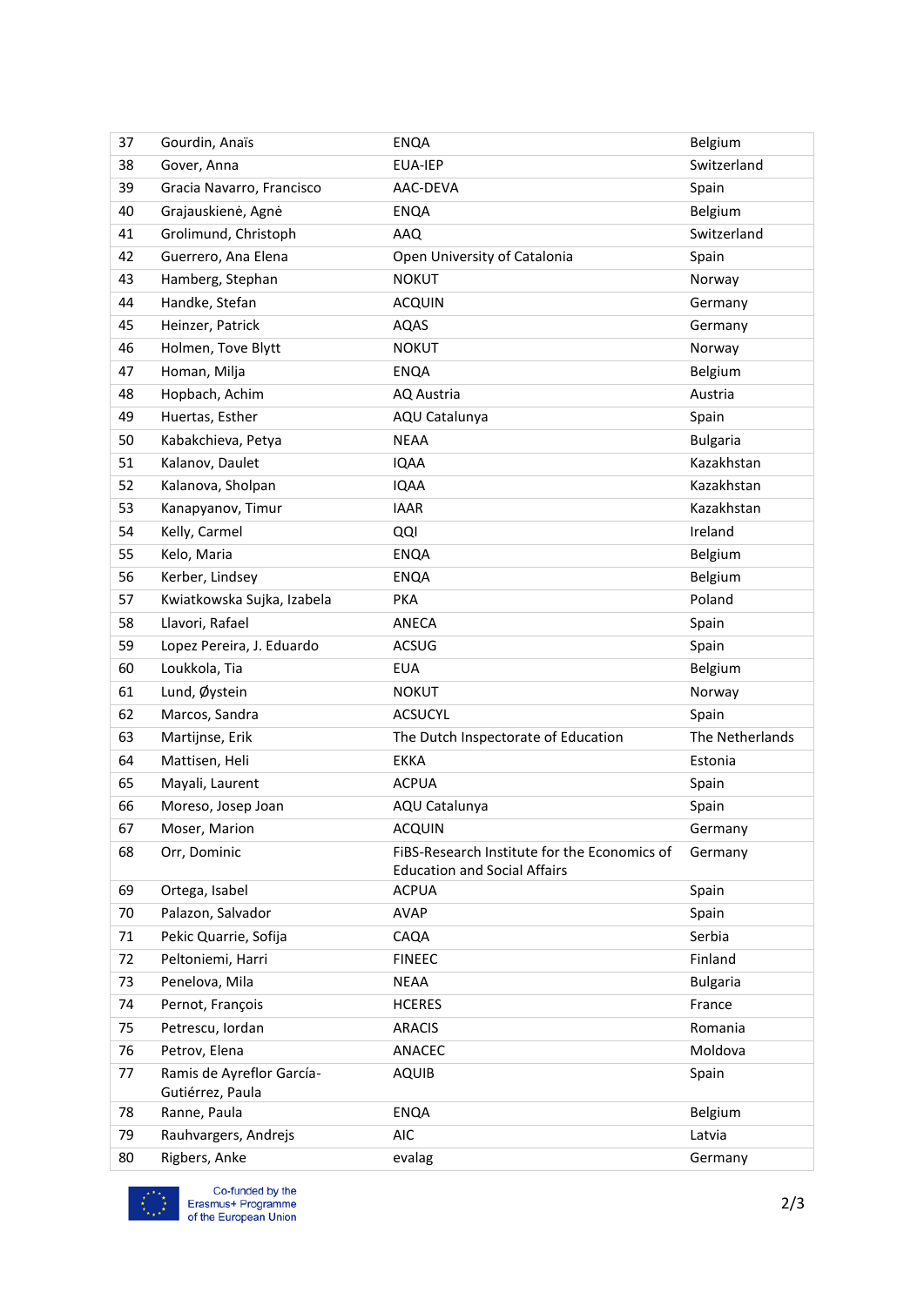| 37 | Gourdin, Anaïs | ENQA | Belgium |
|---|---|---|---|
| 38 | Gover, Anna | EUA-IEP | Switzerland |
| 39 | Gracia Navarro, Francisco | AAC-DEVA | Spain |
| 40 | Grajauskienė, Agnė | ENQA | Belgium |
| 41 | Grolimund, Christoph | AAQ | Switzerland |
| 42 | Guerrero, Ana Elena | Open University of Catalonia | Spain |
| 43 | Hamberg, Stephan | NOKUT | Norway |
| 44 | Handke, Stefan | ACQUIN | Germany |
| 45 | Heinzer, Patrick | AQAS | Germany |
| 46 | Holmen, Tove Blytt | NOKUT | Norway |
| 47 | Homan, Milja | ENQA | Belgium |
| 48 | Hopbach, Achim | AQ Austria | Austria |
| 49 | Huertas, Esther | AQU Catalunya | Spain |
| 50 | Kabakchieva, Petya | NEAA | Bulgaria |
| 51 | Kalanov, Daulet | IQAA | Kazakhstan |
| 52 | Kalanova, Sholpan | IQAA | Kazakhstan |
| 53 | Kanapyanov, Timur | IAAR | Kazakhstan |
| 54 | Kelly, Carmel | QQI | Ireland |
| 55 | Kelo, Maria | ENQA | Belgium |
| 56 | Kerber, Lindsey | ENQA | Belgium |
| 57 | Kwiatkowska Sujka, Izabela | PKA | Poland |
| 58 | Llavori, Rafael | ANECA | Spain |
| 59 | Lopez Pereira, J. Eduardo | ACSUG | Spain |
| 60 | Loukkola, Tia | EUA | Belgium |
| 61 | Lund, Øystein | NOKUT | Norway |
| 62 | Marcos, Sandra | ACSUCYL | Spain |
| 63 | Martijnse, Erik | The Dutch Inspectorate of Education | The Netherlands |
| 64 | Mattisen, Heli | EKKA | Estonia |
| 65 | Mayali, Laurent | ACPUA | Spain |
| 66 | Moreso, Josep Joan | AQU Catalunya | Spain |
| 67 | Moser, Marion | ACQUIN | Germany |
| 68 | Orr, Dominic | FiBS-Research Institute for the Economics of Education and Social Affairs | Germany |
| 69 | Ortega, Isabel | ACPUA | Spain |
| 70 | Palazon, Salvador | AVAP | Spain |
| 71 | Pekic Quarrie, Sofija | CAQA | Serbia |
| 72 | Peltoniemi, Harri | FINEEC | Finland |
| 73 | Penelova, Mila | NEAA | Bulgaria |
| 74 | Pernot, François | HCERES | France |
| 75 | Petrescu, Iordan | ARACIS | Romania |
| 76 | Petrov, Elena | ANACEC | Moldova |
| 77 | Ramis de Ayreflor García-Gutiérrez, Paula | AQUIB | Spain |
| 78 | Ranne, Paula | ENQA | Belgium |
| 79 | Rauhvargers, Andrejs | AIC | Latvia |
| 80 | Rigbers, Anke | evalag | Germany |

Co-funded by the Erasmus+ Programme of the European Union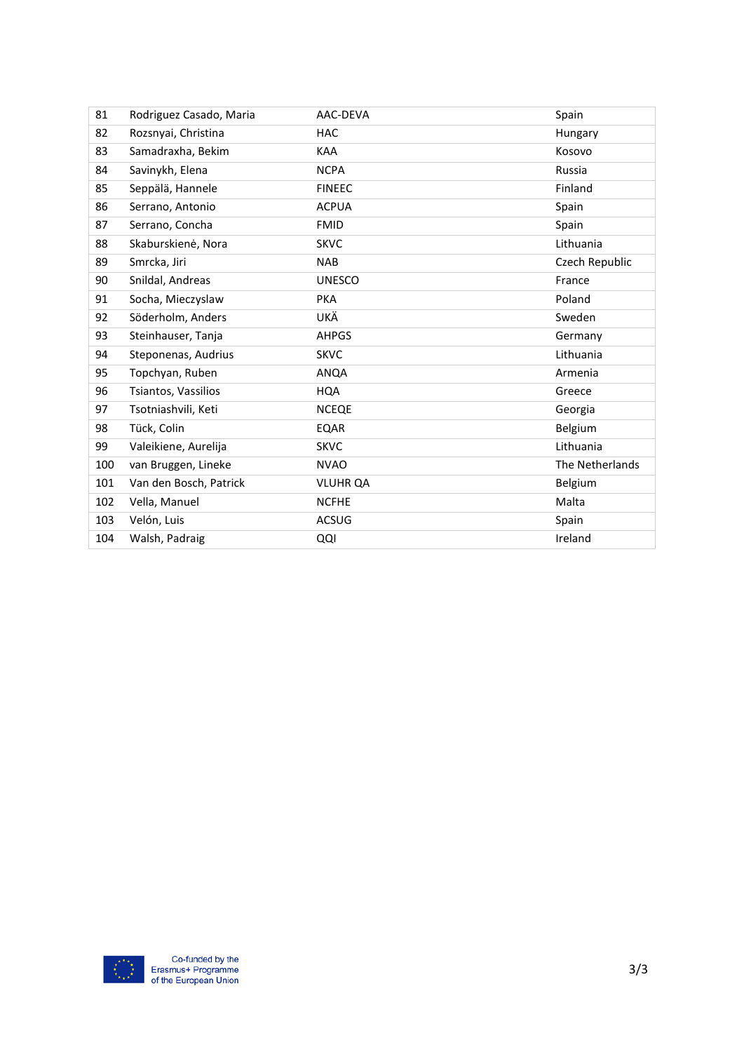| | | | |
|---|---|---|---|
| 81 | Rodriguez Casado, Maria | AAC-DEVA | Spain |
| 82 | Rozsnyai, Christina | HAC | Hungary |
| 83 | Samadraxha, Bekim | KAA | Kosovo |
| 84 | Savinykh, Elena | NCPA | Russia |
| 85 | Seppälä, Hannele | FINEEC | Finland |
| 86 | Serrano, Antonio | ACPUA | Spain |
| 87 | Serrano, Concha | FMID | Spain |
| 88 | Skaburskienė, Nora | SKVC | Lithuania |
| 89 | Smrcka, Jiri | NAB | Czech Republic |
| 90 | Snildal, Andreas | UNESCO | France |
| 91 | Socha, Mieczyslaw | PKA | Poland |
| 92 | Söderholm, Anders | UKÄ | Sweden |
| 93 | Steinhauser, Tanja | AHPGS | Germany |
| 94 | Steponenas, Audrius | SKVC | Lithuania |
| 95 | Topchyan, Ruben | ANQA | Armenia |
| 96 | Tsiantos, Vassilios | HQA | Greece |
| 97 | Tsotniashvili, Keti | NCEQE | Georgia |
| 98 | Tück, Colin | EQAR | Belgium |
| 99 | Valeikiene, Aurelija | SKVC | Lithuania |
| 100 | van Bruggen, Lineke | NVAO | The Netherlands |
| 101 | Van den Bosch, Patrick | VLUHR QA | Belgium |
| 102 | Vella, Manuel | NCFHE | Malta |
| 103 | Velón, Luis | ACSUG | Spain |
| 104 | Walsh, Padraig | QQI | Ireland |

Co-funded by the Erasmus+ Programme of the European Union